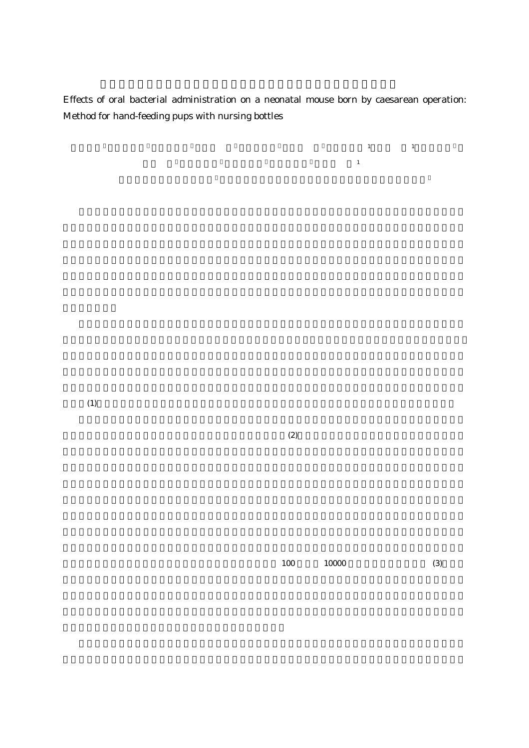Effects of oral bacterial administration on a neonatal mouse born by caesarean operation: Method for hand-feeding pups with nursing bottles

(1)

(2)

100 10000 (3)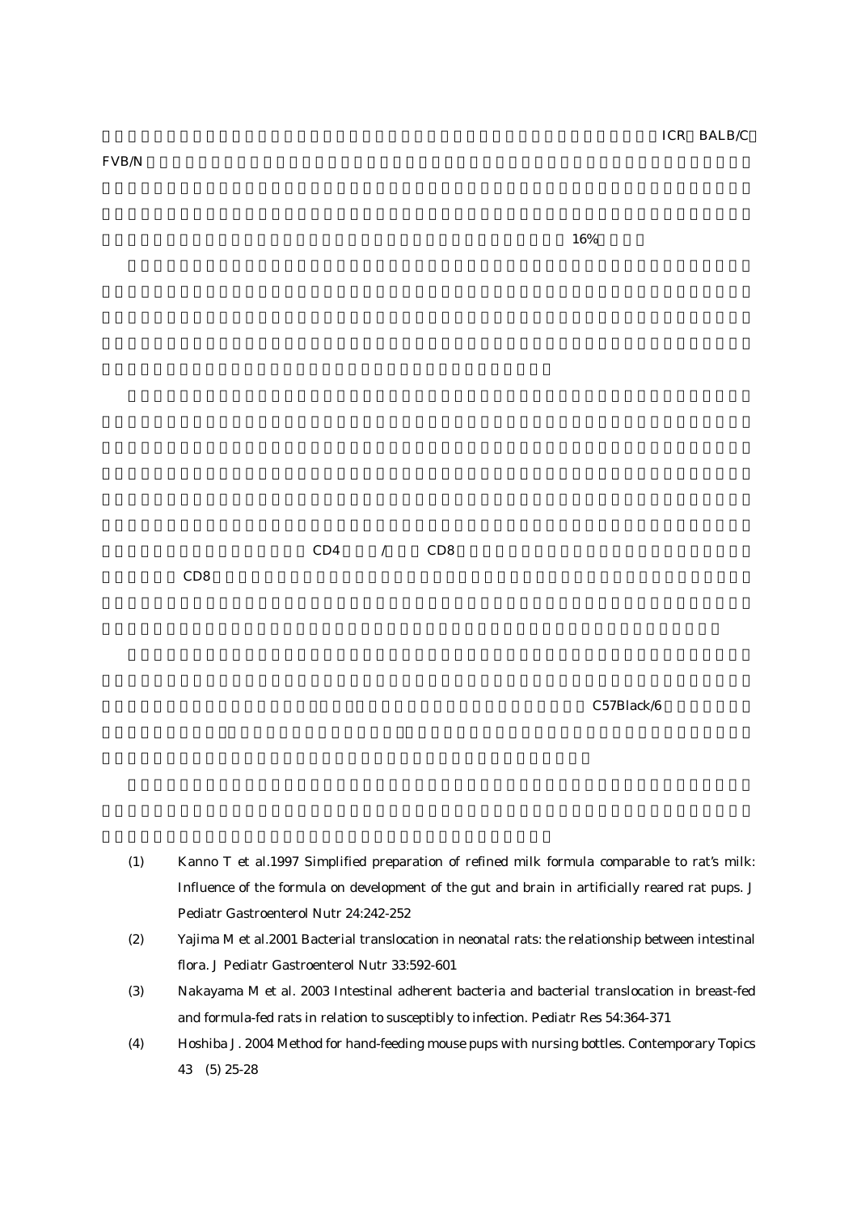ICR BALB/C

FVB/N

16%

CD4 / CD8

CD8

C57Black/6

(1) Kanno T et al.1997 Simplified preparation of refined milk formula comparable to rat's milk: Influence of the formula on development of the gut and brain in artificially reared rat pups. J Pediatr Gastroenterol Nutr 24:242-252

(2) Yajima M et al.2001 Bacterial translocation in neonatal rats: the relationship between intestinal flora. J Pediatr Gastroenterol Nutr 33:592-601

(3) Nakayama M et al. 2003 Intestinal adherent bacteria and bacterial translocation in breast-fed and formula-fed rats in relation to susceptibly to infection. Pediatr Res 54:364-371

(4) Hoshiba J. 2004 Method for hand-feeding mouse pups with nursing bottles. Contemporary Topics 43 (5) 25-28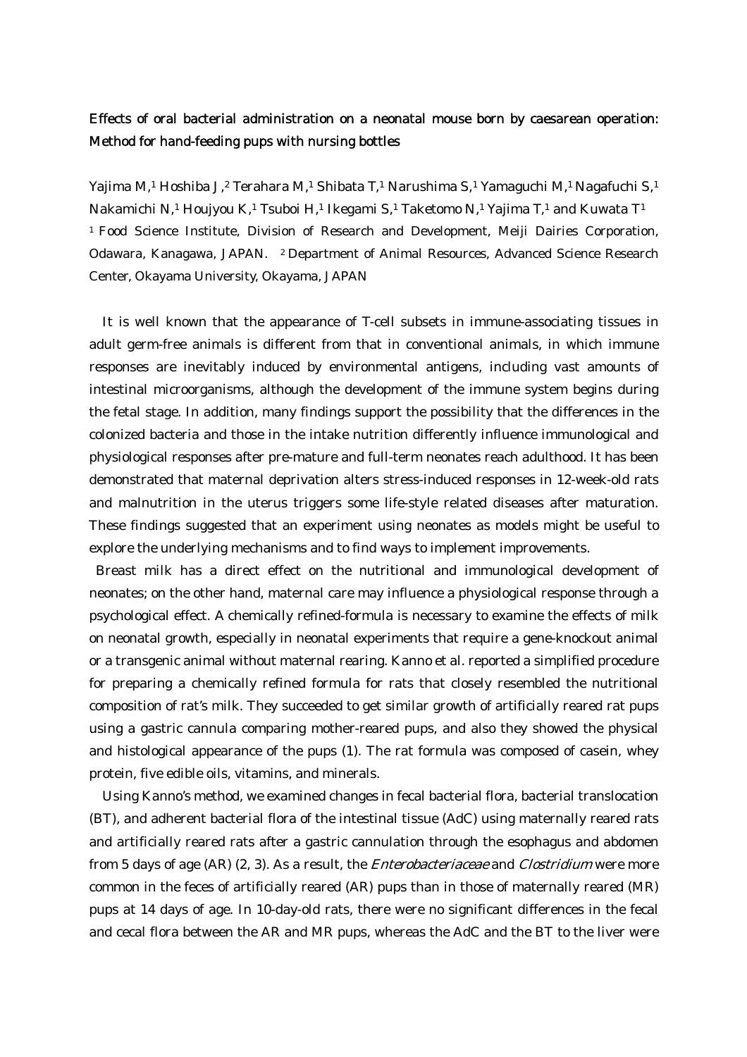**Effects of oral bacterial administration on a neonatal mouse born by caesarean operation: Method for hand-feeding pups with nursing bottles**

Yajima M,[1] Hoshiba J,[2] Terahara M,[1] Shibata T,[1] Narushima S,[1] Yamaguchi M,[1] Nagafuchi S,[1] Nakamichi N,[1] Houjyou K,[1] Tsuboi H,[1] Ikegami S,[1] Taketomo N,[1] Yajima T,[1] and Kuwata T[1]
[1] Food Science Institute, Division of Research and Development, Meiji Dairies Corporation, Odawara, Kanagawa, JAPAN. [2] Department of Animal Resources, Advanced Science Research Center, Okayama University, Okayama, JAPAN

It is well known that the appearance of T-cell subsets in immune-associating tissues in adult germ-free animals is different from that in conventional animals, in which immune responses are inevitably induced by environmental antigens, including vast amounts of intestinal microorganisms, although the development of the immune system begins during the fetal stage. In addition, many findings support the possibility that the differences in the colonized bacteria and those in the intake nutrition differently influence immunological and physiological responses after pre-mature and full-term neonates reach adulthood. It has been demonstrated that maternal deprivation alters stress-induced responses in 12-week-old rats and malnutrition in the uterus triggers some life-style related diseases after maturation. These findings suggested that an experiment using neonates as models might be useful to explore the underlying mechanisms and to find ways to implement improvements.

Breast milk has a direct effect on the nutritional and immunological development of neonates; on the other hand, maternal care may influence a physiological response through a psychological effect. A chemically refined-formula is necessary to examine the effects of milk on neonatal growth, especially in neonatal experiments that require a gene-knockout animal or a transgenic animal without maternal rearing. Kanno et al. reported a simplified procedure for preparing a chemically refined formula for rats that closely resembled the nutritional composition of rat's milk. They succeeded to get similar growth of artificially reared rat pups using a gastric cannula comparing mother-reared pups, and also they showed the physical and histological appearance of the pups (1). The rat formula was composed of casein, whey protein, five edible oils, vitamins, and minerals.

Using Kanno's method, we examined changes in fecal bacterial flora, bacterial translocation (BT), and adherent bacterial flora of the intestinal tissue (AdC) using maternally reared rats and artificially reared rats after a gastric cannulation through the esophagus and abdomen from 5 days of age (AR) (2, 3). As a result, the *Enterobacteriaceae* and *Clostridium* were more common in the feces of artificially reared (AR) pups than in those of maternally reared (MR) pups at 14 days of age. In 10-day-old rats, there were no significant differences in the fecal and cecal flora between the AR and MR pups, whereas the AdC and the BT to the liver were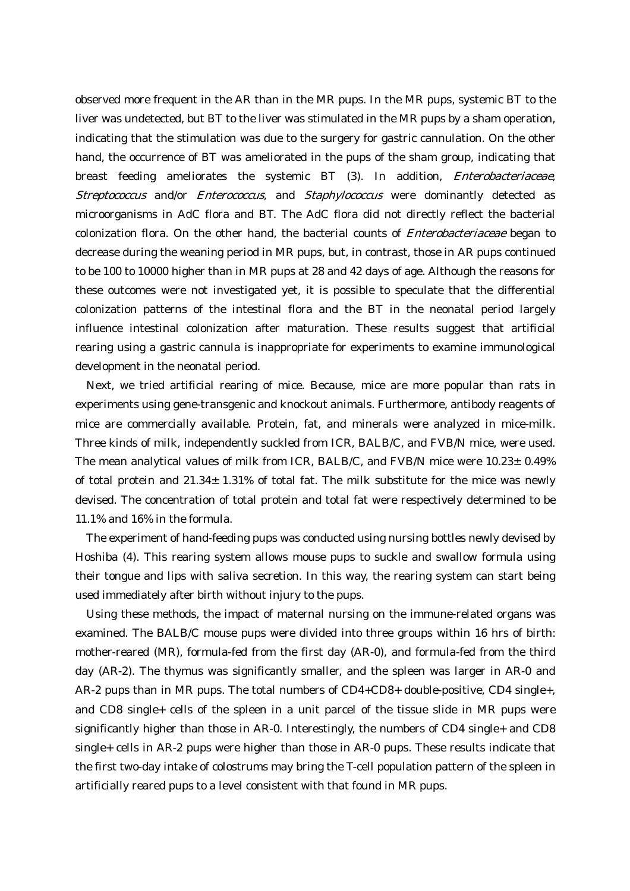observed more frequent in the AR than in the MR pups. In the MR pups, systemic BT to the liver was undetected, but BT to the liver was stimulated in the MR pups by a sham operation, indicating that the stimulation was due to the surgery for gastric cannulation. On the other hand, the occurrence of BT was ameliorated in the pups of the sham group, indicating that breast feeding ameliorates the systemic BT (3). In addition, *Enterobacteriaceae*, *Streptococcus* and/or *Enterococcus*, and *Staphylococcus* were dominantly detected as microorganisms in AdC flora and BT. The AdC flora did not directly reflect the bacterial colonization flora. On the other hand, the bacterial counts of *Enterobacteriaceae* began to decrease during the weaning period in MR pups, but, in contrast, those in AR pups continued to be 100 to 10000 higher than in MR pups at 28 and 42 days of age. Although the reasons for these outcomes were not investigated yet, it is possible to speculate that the differential colonization patterns of the intestinal flora and the BT in the neonatal period largely influence intestinal colonization after maturation. These results suggest that artificial rearing using a gastric cannula is inappropriate for experiments to examine immunological development in the neonatal period.

Next, we tried artificial rearing of mice. Because, mice are more popular than rats in experiments using gene-transgenic and knockout animals. Furthermore, antibody reagents of mice are commercially available. Protein, fat, and minerals were analyzed in mice-milk. Three kinds of milk, independently suckled from ICR, BALB/C, and FVB/N mice, were used. The mean analytical values of milk from ICR, BALB/C, and FVB/N mice were 10.23± 0.49% of total protein and 21.34± 1.31% of total fat. The milk substitute for the mice was newly devised. The concentration of total protein and total fat were respectively determined to be 11.1% and 16% in the formula.

The experiment of hand-feeding pups was conducted using nursing bottles newly devised by Hoshiba (4). This rearing system allows mouse pups to suckle and swallow formula using their tongue and lips with saliva secretion. In this way, the rearing system can start being used immediately after birth without injury to the pups.

Using these methods, the impact of maternal nursing on the immune-related organs was examined. The BALB/C mouse pups were divided into three groups within 16 hrs of birth: mother-reared (MR), formula-fed from the first day (AR-0), and formula-fed from the third day (AR-2). The thymus was significantly smaller, and the spleen was larger in AR-0 and AR-2 pups than in MR pups. The total numbers of CD4+CD8+ double-positive, CD4 single+, and CD8 single+ cells of the spleen in a unit parcel of the tissue slide in MR pups were significantly higher than those in AR-0. Interestingly, the numbers of CD4 single+ and CD8 single+ cells in AR-2 pups were higher than those in AR-0 pups. These results indicate that the first two-day intake of colostrums may bring the T-cell population pattern of the spleen in artificially reared pups to a level consistent with that found in MR pups.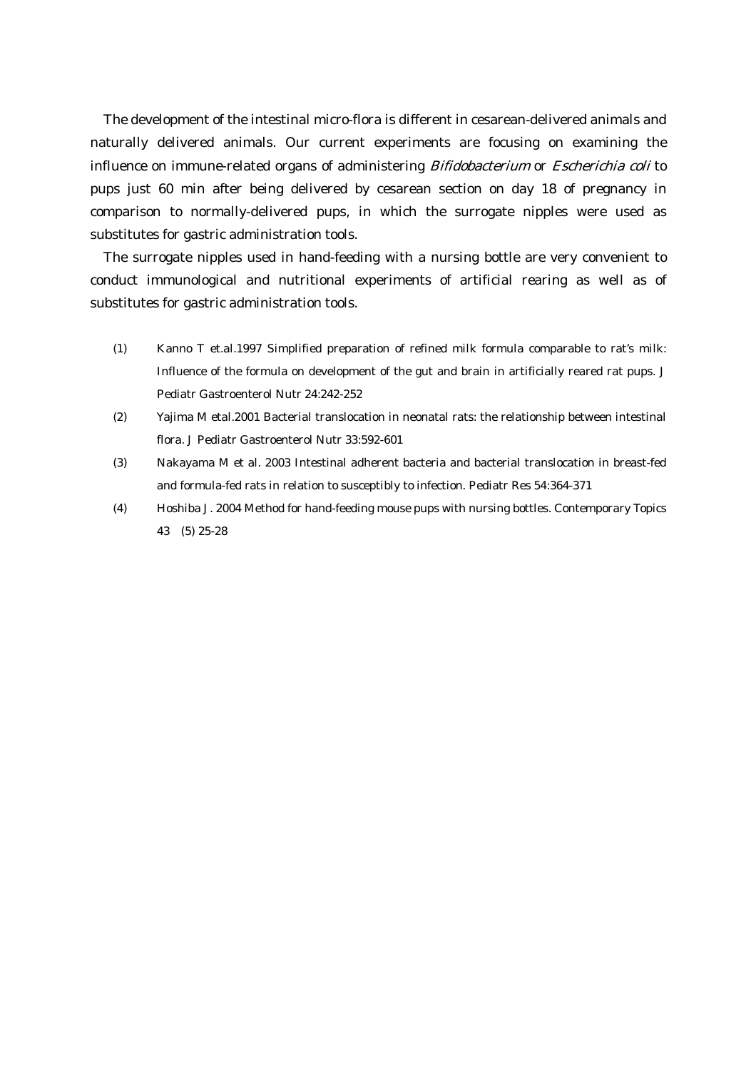The development of the intestinal micro-flora is different in cesarean-delivered animals and naturally delivered animals. Our current experiments are focusing on examining the influence on immune-related organs of administering *Bifidobacterium* or *Escherichia coli* to pups just 60 min after being delivered by cesarean section on day 18 of pregnancy in comparison to normally-delivered pups, in which the surrogate nipples were used as substitutes for gastric administration tools.

The surrogate nipples used in hand-feeding with a nursing bottle are very convenient to conduct immunological and nutritional experiments of artificial rearing as well as of substitutes for gastric administration tools.

(1) Kanno T et.al.1997 Simplified preparation of refined milk formula comparable to rat's milk: Influence of the formula on development of the gut and brain in artificially reared rat pups. J Pediatr Gastroenterol Nutr 24:242-252

(2) Yajima M etal.2001 Bacterial translocation in neonatal rats: the relationship between intestinal flora. J Pediatr Gastroenterol Nutr 33:592-601

(3) Nakayama M et al. 2003 Intestinal adherent bacteria and bacterial translocation in breast-fed and formula-fed rats in relation to susceptibly to infection. Pediatr Res 54:364-371

(4) Hoshiba J. 2004 Method for hand-feeding mouse pups with nursing bottles. Contemporary Topics 43 (5) 25-28